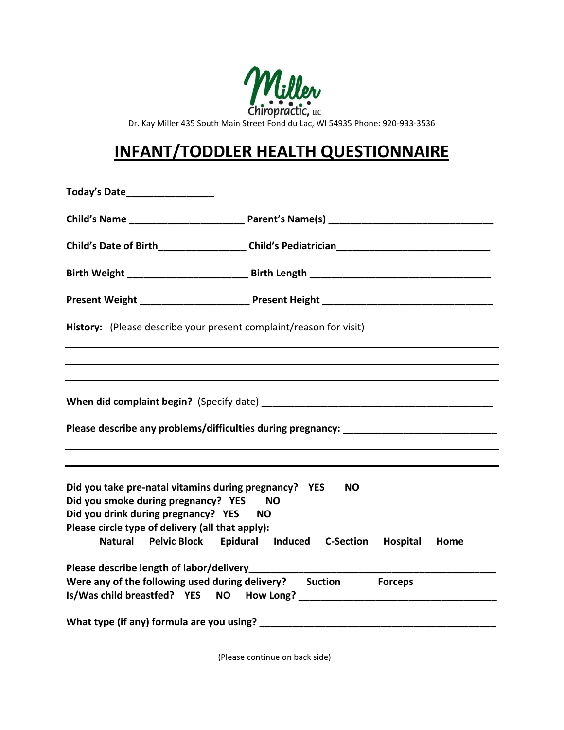Miller Chiropractic, LLC

Dr. Kay Miller 435 South Main Street Fond du Lac, WI 54935 Phone: 920-933-3536

# INFANT/TODDLER HEALTH QUESTIONNAIRE

**Today's Date**\_\_\_\_\_\_\_\_\_\_\_\_\_\_\_\_

**Child's Name** \_\_\_\_\_\_\_\_\_\_\_\_\_\_\_\_\_\_\_\_\_\_ **Parent's Name(s)** \_\_\_\_\_\_\_\_\_\_\_\_\_\_\_\_\_\_\_\_\_\_\_\_\_\_\_\_\_\_

**Child's Date of Birth**\_\_\_\_\_\_\_\_\_\_\_\_\_\_\_\_\_ **Child's Pediatrician**\_\_\_\_\_\_\_\_\_\_\_\_\_\_\_\_\_\_\_\_\_\_\_\_\_\_\_\_

**Birth Weight** \_\_\_\_\_\_\_\_\_\_\_\_\_\_\_\_\_\_\_\_\_\_ **Birth Length** \_\_\_\_\_\_\_\_\_\_\_\_\_\_\_\_\_\_\_\_\_\_\_\_\_\_\_\_\_\_\_\_\_

**Present Weight** \_\_\_\_\_\_\_\_\_\_\_\_\_\_\_\_\_\_\_\_ **Present Height** \_\_\_\_\_\_\_\_\_\_\_\_\_\_\_\_\_\_\_\_\_\_\_\_\_\_\_\_\_\_\_

**History:** (Please describe your present complaint/reason for visit)

\_\_\_\_\_\_\_\_\_\_\_\_\_\_\_\_\_\_\_\_\_\_\_\_\_\_\_\_\_\_\_\_\_\_\_\_\_\_\_\_\_\_\_\_\_\_\_\_\_\_\_\_\_\_\_\_\_\_\_\_\_\_\_\_\_\_\_\_\_\_\_\_\_\_\_\_

\_\_\_\_\_\_\_\_\_\_\_\_\_\_\_\_\_\_\_\_\_\_\_\_\_\_\_\_\_\_\_\_\_\_\_\_\_\_\_\_\_\_\_\_\_\_\_\_\_\_\_\_\_\_\_\_\_\_\_\_\_\_\_\_\_\_\_\_\_\_\_\_\_\_\_\_

\_\_\_\_\_\_\_\_\_\_\_\_\_\_\_\_\_\_\_\_\_\_\_\_\_\_\_\_\_\_\_\_\_\_\_\_\_\_\_\_\_\_\_\_\_\_\_\_\_\_\_\_\_\_\_\_\_\_\_\_\_\_\_\_\_\_\_\_\_\_\_\_\_\_\_\_

**When did complaint begin?** (Specify date) \_\_\_\_\_\_\_\_\_\_\_\_\_\_\_\_\_\_\_\_\_\_\_\_\_\_\_\_\_\_\_\_\_\_\_\_\_\_\_\_\_\_

**Please describe any problems/difficulties during pregnancy:** \_\_\_\_\_\_\_\_\_\_\_\_\_\_\_\_\_\_\_\_\_\_\_\_\_\_\_\_

\_\_\_\_\_\_\_\_\_\_\_\_\_\_\_\_\_\_\_\_\_\_\_\_\_\_\_\_\_\_\_\_\_\_\_\_\_\_\_\_\_\_\_\_\_\_\_\_\_\_\_\_\_\_\_\_\_\_\_\_\_\_\_\_\_\_\_\_\_\_\_\_\_\_\_\_

\_\_\_\_\_\_\_\_\_\_\_\_\_\_\_\_\_\_\_\_\_\_\_\_\_\_\_\_\_\_\_\_\_\_\_\_\_\_\_\_\_\_\_\_\_\_\_\_\_\_\_\_\_\_\_\_\_\_\_\_\_\_\_\_\_\_\_\_\_\_\_\_\_\_\_\_

**Did you take pre-natal vitamins during pregnancy? YES NO**

**Did you smoke during pregnancy? YES NO**

**Did you drink during pregnancy? YES NO**

**Please circle type of delivery (all that apply):**

**Natural  Pelvic Block  Epidural  Induced  C-Section  Hospital  Home**

**Please describe length of labor/delivery**\_\_\_\_\_\_\_\_\_\_\_\_\_\_\_\_\_\_\_\_\_\_\_\_\_\_\_\_\_\_\_\_\_\_\_\_\_\_\_\_\_\_\_\_\_\_

**Were any of the following used during delivery?  Suction  Forceps**

**Is/Was child breastfed? YES NO How Long?** \_\_\_\_\_\_\_\_\_\_\_\_\_\_\_\_\_\_\_\_\_\_\_\_\_\_\_\_\_\_\_\_\_\_\_\_\_\_

**What type (if any) formula are you using?** \_\_\_\_\_\_\_\_\_\_\_\_\_\_\_\_\_\_\_\_\_\_\_\_\_\_\_\_\_\_\_\_\_\_\_\_\_\_\_\_\_\_\_

(Please continue on back side)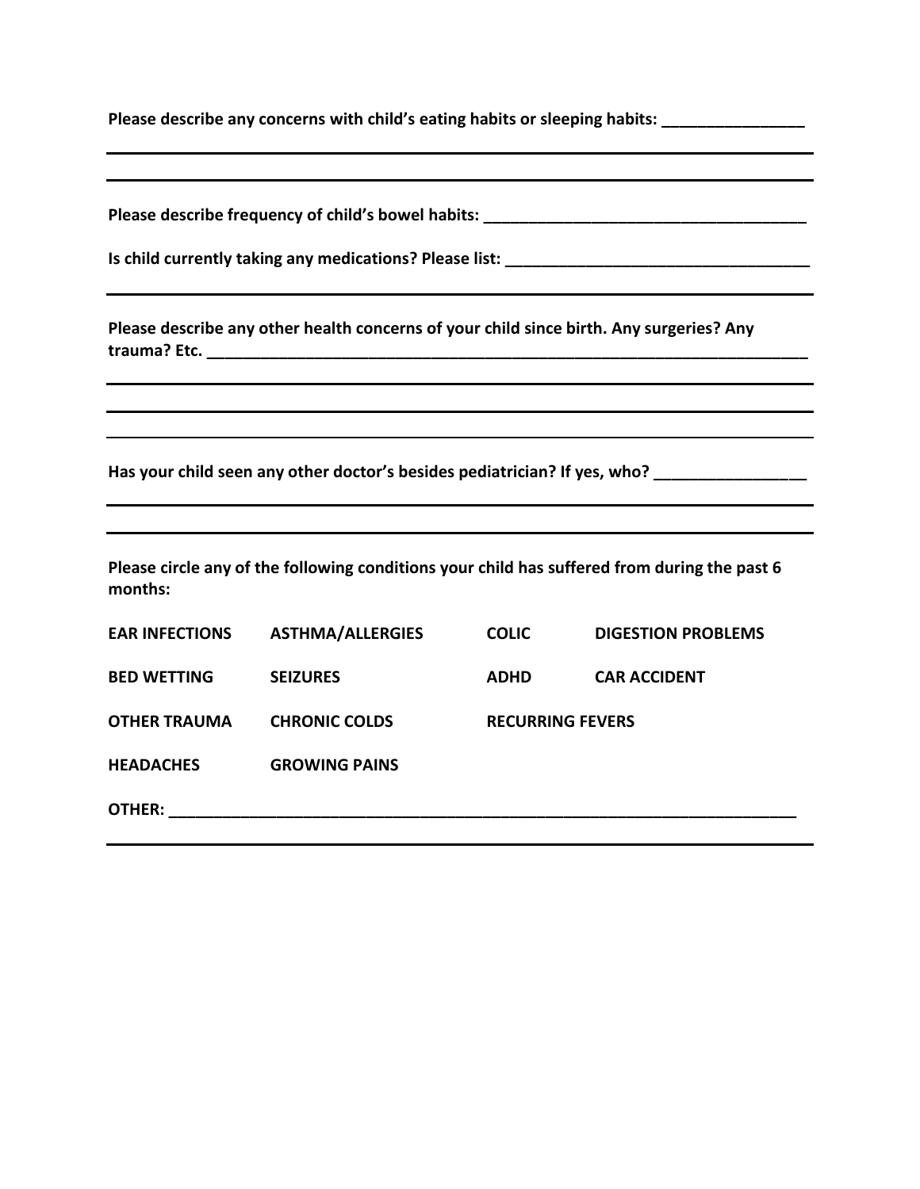**Please describe any concerns with child's eating habits or sleeping habits: ________________**

______________________________________________________________________________

______________________________________________________________________________

**Please describe frequency of child's bowel habits: ______________________________________**

**Is child currently taking any medications? Please list: __________________________________**

______________________________________________________________________________

**Please describe any other health concerns of your child since birth. Any surgeries? Any trauma? Etc. ______________________________________________________________________**

______________________________________________________________________________

______________________________________________________________________________

______________________________________________________________________________

**Has your child seen any other doctor's besides pediatrician? If yes, who? _________________**

______________________________________________________________________________

______________________________________________________________________________

**Please circle any of the following conditions your child has suffered from during the past 6 months:**

| | | | |
|---|---|---|---|
| **EAR INFECTIONS** | **ASTHMA/ALLERGIES** | **COLIC** | **DIGESTION PROBLEMS** |
| **BED WETTING** | **SEIZURES** | **ADHD** | **CAR ACCIDENT** |
| **OTHER TRAUMA** | **CHRONIC COLDS** | **RECURRING FEVERS** | |
| **HEADACHES** | **GROWING PAINS** | | |

**OTHER: _____________________________________________________________________**

______________________________________________________________________________